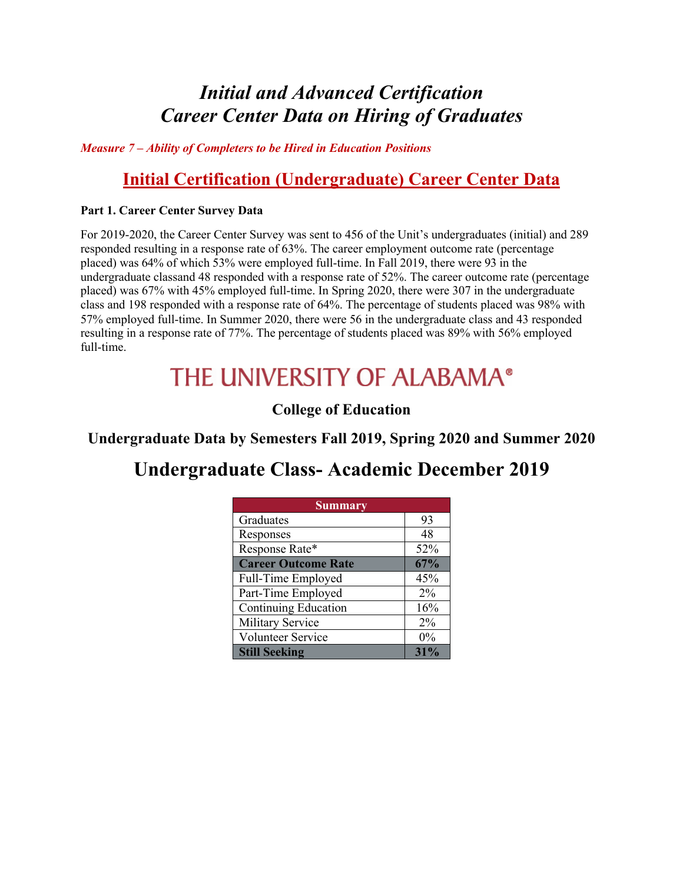# *Initial and Advanced Certification*
# *Career Center Data on Hiring of Graduates*

***Measure 7 – Ability of Completers to be Hired in Education Positions***

## Initial Certification (Undergraduate) Career Center Data

**Part 1. Career Center Survey Data**

For 2019-2020, the Career Center Survey was sent to 456 of the Unit's undergraduates (initial) and 289 responded resulting in a response rate of 63%. The career employment outcome rate (percentage placed) was 64% of which 53% were employed full-time. In Fall 2019, there were 93 in the undergraduate classand 48 responded with a response rate of 52%. The career outcome rate (percentage placed) was 67% with 45% employed full-time. In Spring 2020, there were 307 in the undergraduate class and 198 responded with a response rate of 64%. The percentage of students placed was 98% with 57% employed full-time. In Summer 2020, there were 56 in the undergraduate class and 43 responded resulting in a response rate of 77%. The percentage of students placed was 89% with 56% employed full-time.

THE UNIVERSITY OF ALABAMA®

### College of Education

### Undergraduate Data by Semesters Fall 2019, Spring 2020 and Summer 2020

## Undergraduate Class- Academic December 2019

| Summary | |
|---|---|
| Graduates | 93 |
| Responses | 48 |
| Response Rate* | 52% |
| **Career Outcome Rate** | **67%** |
| Full-Time Employed | 45% |
| Part-Time Employed | 2% |
| Continuing Education | 16% |
| Military Service | 2% |
| Volunteer Service | 0% |
| **Still Seeking** | **31%** |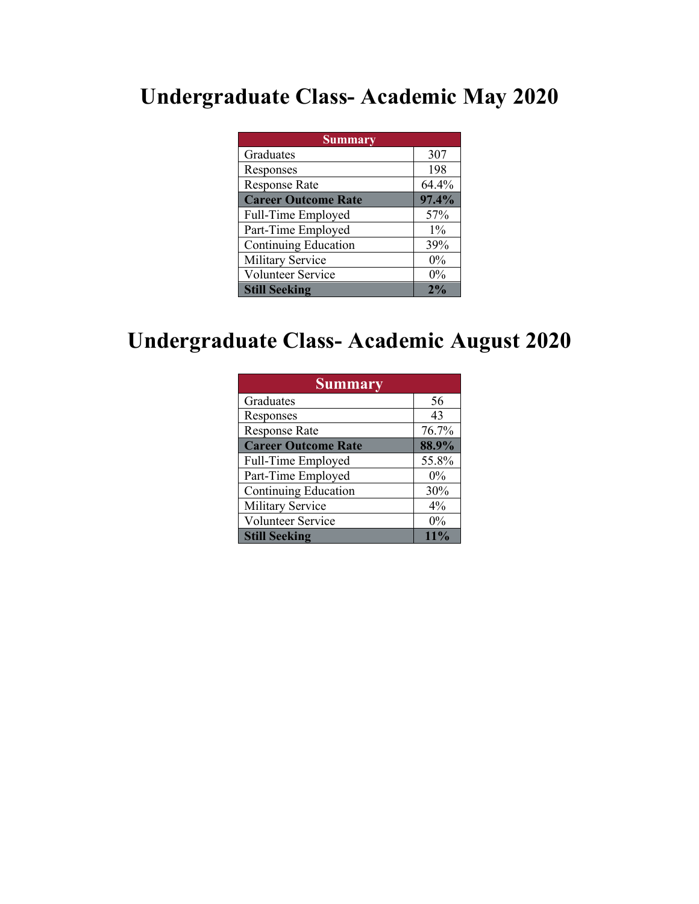# Undergraduate Class- Academic May 2020

| Summary | |
|---|---|
| Graduates | 307 |
| Responses | 198 |
| Response Rate | 64.4% |
| **Career Outcome Rate** | **97.4%** |
| Full-Time Employed | 57% |
| Part-Time Employed | 1% |
| Continuing Education | 39% |
| Military Service | 0% |
| Volunteer Service | 0% |
| **Still Seeking** | **2%** |

# Undergraduate Class- Academic August 2020

| Summary | |
|---|---|
| Graduates | 56 |
| Responses | 43 |
| Response Rate | 76.7% |
| **Career Outcome Rate** | **88.9%** |
| Full-Time Employed | 55.8% |
| Part-Time Employed | 0% |
| Continuing Education | 30% |
| Military Service | 4% |
| Volunteer Service | 0% |
| **Still Seeking** | **11%** |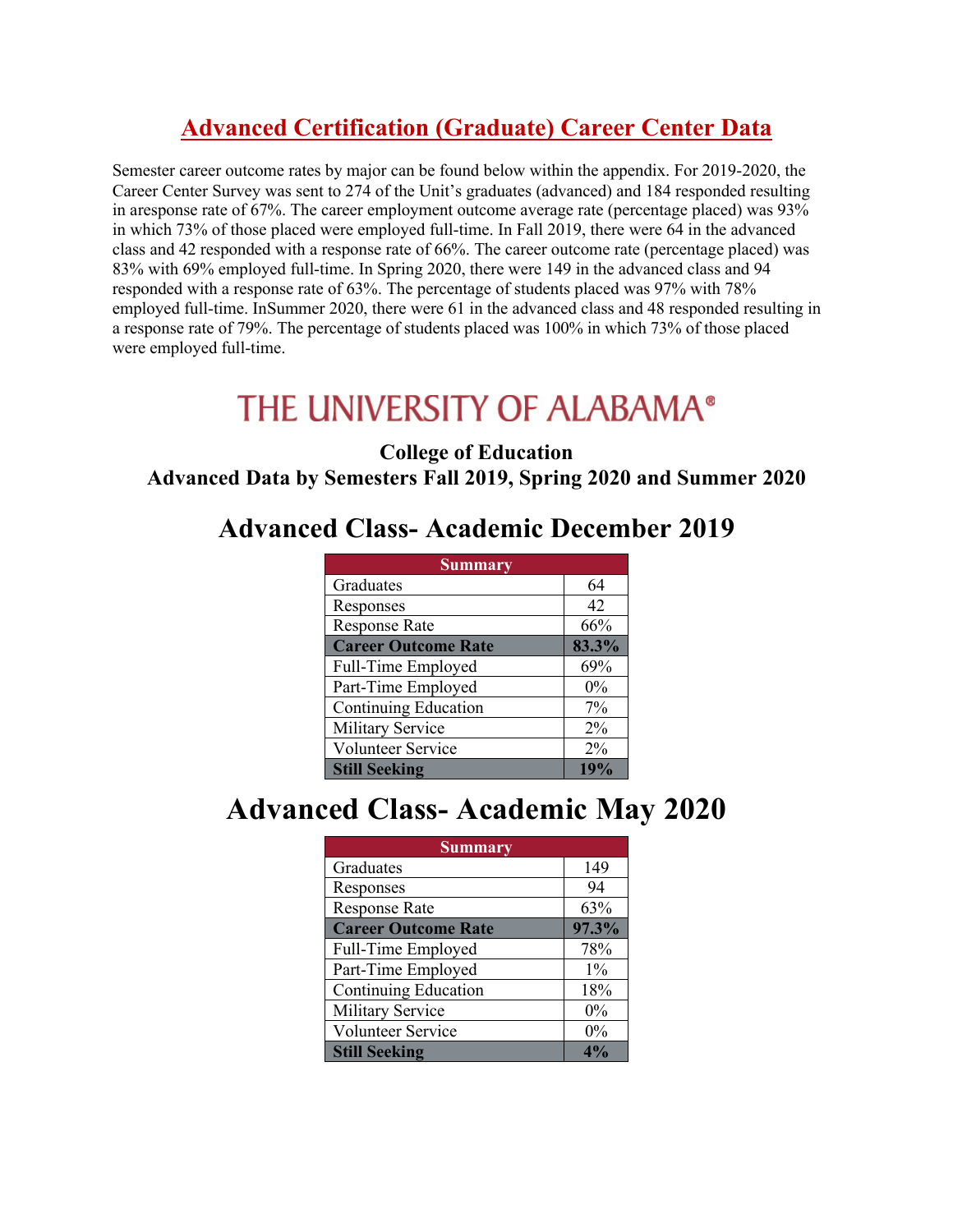# Advanced Certification (Graduate) Career Center Data

Semester career outcome rates by major can be found below within the appendix. For 2019-2020, the Career Center Survey was sent to 274 of the Unit's graduates (advanced) and 184 responded resulting in aresponse rate of 67%. The career employment outcome average rate (percentage placed) was 93% in which 73% of those placed were employed full-time. In Fall 2019, there were 64 in the advanced class and 42 responded with a response rate of 66%. The career outcome rate (percentage placed) was 83% with 69% employed full-time. In Spring 2020, there were 149 in the advanced class and 94 responded with a response rate of 63%. The percentage of students placed was 97% with 78% employed full-time. InSummer 2020, there were 61 in the advanced class and 48 responded resulting in a response rate of 79%. The percentage of students placed was 100% in which 73% of those placed were employed full-time.

## THE UNIVERSITY OF ALABAMA®

### College of Education
### Advanced Data by Semesters Fall 2019, Spring 2020 and Summer 2020

## Advanced Class- Academic December 2019

| Summary | |
|---|---|
| Graduates | 64 |
| Responses | 42 |
| Response Rate | 66% |
| **Career Outcome Rate** | **83.3%** |
| Full-Time Employed | 69% |
| Part-Time Employed | 0% |
| Continuing Education | 7% |
| Military Service | 2% |
| Volunteer Service | 2% |
| **Still Seeking** | **19%** |

## Advanced Class- Academic May 2020

| Summary | |
|---|---|
| Graduates | 149 |
| Responses | 94 |
| Response Rate | 63% |
| **Career Outcome Rate** | **97.3%** |
| Full-Time Employed | 78% |
| Part-Time Employed | 1% |
| Continuing Education | 18% |
| Military Service | 0% |
| Volunteer Service | 0% |
| **Still Seeking** | **4%** |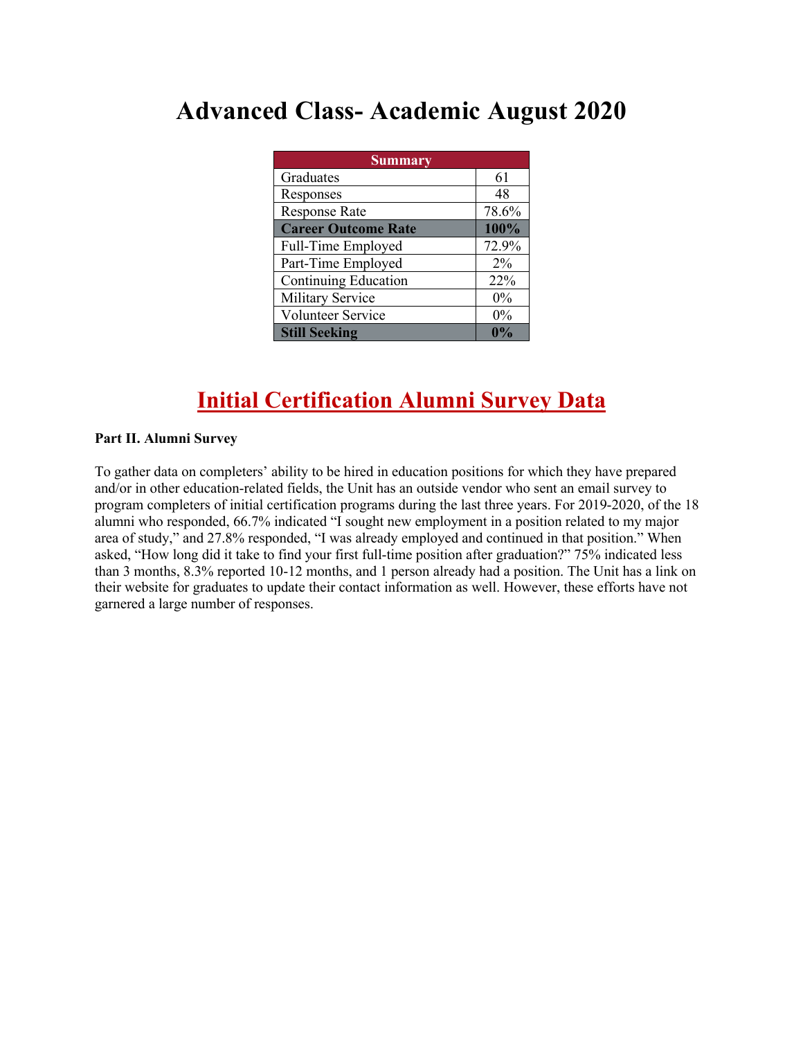# Advanced Class- Academic August 2020

| Summary | |
|---|---|
| Graduates | 61 |
| Responses | 48 |
| Response Rate | 78.6% |
| **Career Outcome Rate** | **100%** |
| Full-Time Employed | 72.9% |
| Part-Time Employed | 2% |
| Continuing Education | 22% |
| Military Service | 0% |
| Volunteer Service | 0% |
| **Still Seeking** | **0%** |

## Initial Certification Alumni Survey Data

**Part II. Alumni Survey**

To gather data on completers' ability to be hired in education positions for which they have prepared and/or in other education-related fields, the Unit has an outside vendor who sent an email survey to program completers of initial certification programs during the last three years. For 2019-2020, of the 18 alumni who responded, 66.7% indicated "I sought new employment in a position related to my major area of study," and 27.8% responded, "I was already employed and continued in that position." When asked, "How long did it take to find your first full-time position after graduation?" 75% indicated less than 3 months, 8.3% reported 10-12 months, and 1 person already had a position. The Unit has a link on their website for graduates to update their contact information as well. However, these efforts have not garnered a large number of responses.